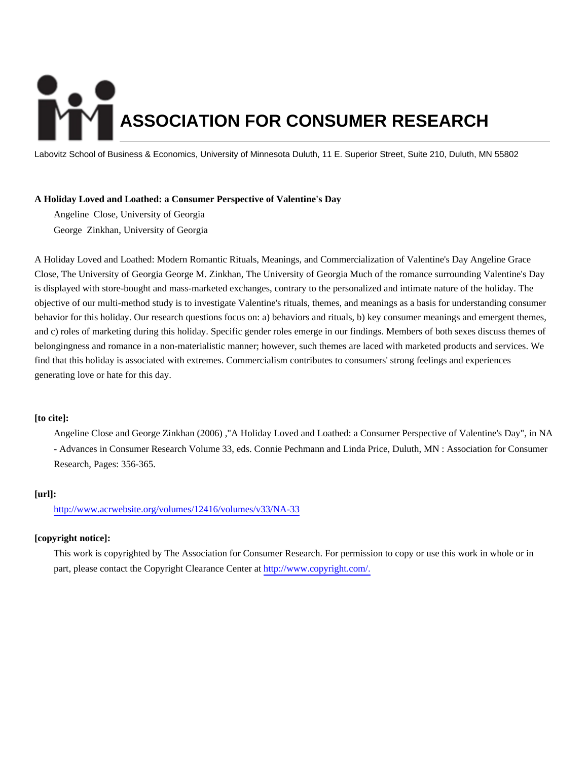# ASSOCIATION FOR CONSUMER RESEARCH

Labovitz School of Business & Economics, University of Minnesota Duluth, 11 E. Superior Street, Suite 210, Duluth, MN 55802

**A Holiday Loved and Loathed: a Consumer Perspective of Valentine's Day**

Angeline Close, University of Georgia

George Zinkhan, University of Georgia

A Holiday Loved and Loathed: Modern Romantic Rituals, Meanings, and Commercialization of Valentine's Day Angeline Grace Close, The University of Georgia George M. Zinkhan, The University of Georgia Much of the romance surrounding Valentine's Day is displayed with store-bought and mass-marketed exchanges, contrary to the personalized and intimate nature of the holiday. The objective of our multi-method study is to investigate Valentine's rituals, themes, and meanings as a basis for understanding consumer behavior for this holiday. Our research questions focus on: a) behaviors and rituals, b) key consumer meanings and emergent themes, and c) roles of marketing during this holiday. Specific gender roles emerge in our findings. Members of both sexes discuss themes of belongingness and romance in a non-materialistic manner; however, such themes are laced with marketed products and services. We find that this holiday is associated with extremes. Commercialism contributes to consumers' strong feelings and experiences generating love or hate for this day.

**[to cite]:**

Angeline Close and George Zinkhan (2006) ,"A Holiday Loved and Loathed: a Consumer Perspective of Valentine's Day", in NA - Advances in Consumer Research Volume 33, eds. Connie Pechmann and Linda Price, Duluth, MN : Association for Consumer Research, Pages: 356-365.

**[url]:**

http://www.acrwebsite.org/volumes/12416/volumes/v33/NA-33

**[copyright notice]:**

This work is copyrighted by The Association for Consumer Research. For permission to copy or use this work in whole or in part, please contact the Copyright Clearance Center at http://www.copyright.com/.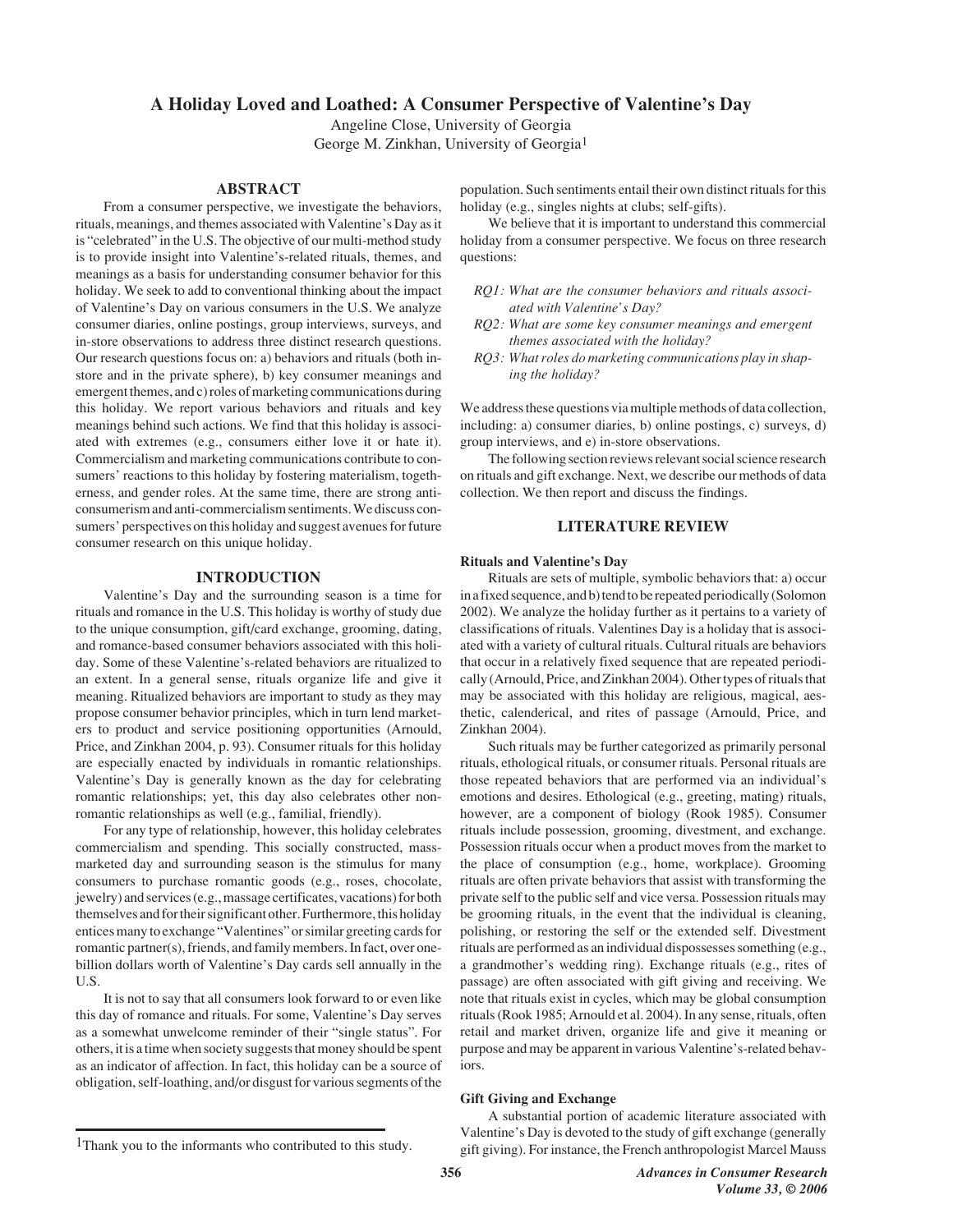# A Holiday Loved and Loathed: A Consumer Perspective of Valentine's Day

Angeline Close, University of Georgia
George M. Zinkhan, University of Georgia[1]

## ABSTRACT

From a consumer perspective, we investigate the behaviors, rituals, meanings, and themes associated with Valentine's Day as it is "celebrated" in the U.S. The objective of our multi-method study is to provide insight into Valentine's-related rituals, themes, and meanings as a basis for understanding consumer behavior for this holiday. We seek to add to conventional thinking about the impact of Valentine's Day on various consumers in the U.S. We analyze consumer diaries, online postings, group interviews, surveys, and in-store observations to address three distinct research questions. Our research questions focus on: a) behaviors and rituals (both in-store and in the private sphere), b) key consumer meanings and emergent themes, and c) roles of marketing communications during this holiday. We report various behaviors and rituals and key meanings behind such actions. We find that this holiday is associated with extremes (e.g., consumers either love it or hate it). Commercialism and marketing communications contribute to consumers' reactions to this holiday by fostering materialism, togetherness, and gender roles. At the same time, there are strong anti-consumerism and anti-commercialism sentiments. We discuss consumers' perspectives on this holiday and suggest avenues for future consumer research on this unique holiday.

## INTRODUCTION

Valentine's Day and the surrounding season is a time for rituals and romance in the U.S. This holiday is worthy of study due to the unique consumption, gift/card exchange, grooming, dating, and romance-based consumer behaviors associated with this holiday. Some of these Valentine's-related behaviors are ritualized to an extent. In a general sense, rituals organize life and give it meaning. Ritualized behaviors are important to study as they may propose consumer behavior principles, which in turn lend marketers to product and service positioning opportunities (Arnould, Price, and Zinkhan 2004, p. 93). Consumer rituals for this holiday are especially enacted by individuals in romantic relationships. Valentine's Day is generally known as the day for celebrating romantic relationships; yet, this day also celebrates other non-romantic relationships as well (e.g., familial, friendly).

For any type of relationship, however, this holiday celebrates commercialism and spending. This socially constructed, mass-marketed day and surrounding season is the stimulus for many consumers to purchase romantic goods (e.g., roses, chocolate, jewelry) and services (e.g., massage certificates, vacations) for both themselves and for their significant other. Furthermore, this holiday entices many to exchange "Valentines" or similar greeting cards for romantic partner(s), friends, and family members. In fact, over one-billion dollars worth of Valentine's Day cards sell annually in the U.S.

It is not to say that all consumers look forward to or even like this day of romance and rituals. For some, Valentine's Day serves as a somewhat unwelcome reminder of their "single status". For others, it is a time when society suggests that money should be spent as an indicator of affection. In fact, this holiday can be a source of obligation, self-loathing, and/or disgust for various segments of the population. Such sentiments entail their own distinct rituals for this holiday (e.g., singles nights at clubs; self-gifts).

We believe that it is important to understand this commercial holiday from a consumer perspective. We focus on three research questions:

- *RQ1: What are the consumer behaviors and rituals associated with Valentine's Day?*
- *RQ2: What are some key consumer meanings and emergent themes associated with the holiday?*
- *RQ3: What roles do marketing communications play in shaping the holiday?*

We address these questions via multiple methods of data collection, including: a) consumer diaries, b) online postings, c) surveys, d) group interviews, and e) in-store observations.

The following section reviews relevant social science research on rituals and gift exchange. Next, we describe our methods of data collection. We then report and discuss the findings.

## LITERATURE REVIEW

### Rituals and Valentine's Day

Rituals are sets of multiple, symbolic behaviors that: a) occur in a fixed sequence, and b) tend to be repeated periodically (Solomon 2002). We analyze the holiday further as it pertains to a variety of classifications of rituals. Valentines Day is a holiday that is associated with a variety of cultural rituals. Cultural rituals are behaviors that occur in a relatively fixed sequence that are repeated periodically (Arnould, Price, and Zinkhan 2004). Other types of rituals that may be associated with this holiday are religious, magical, aesthetic, calenderical, and rites of passage (Arnould, Price, and Zinkhan 2004).

Such rituals may be further categorized as primarily personal rituals, ethological rituals, or consumer rituals. Personal rituals are those repeated behaviors that are performed via an individual's emotions and desires. Ethological (e.g., greeting, mating) rituals, however, are a component of biology (Rook 1985). Consumer rituals include possession, grooming, divestment, and exchange. Possession rituals occur when a product moves from the market to the place of consumption (e.g., home, workplace). Grooming rituals are often private behaviors that assist with transforming the private self to the public self and vice versa. Possession rituals may be grooming rituals, in the event that the individual is cleaning, polishing, or restoring the self or the extended self. Divestment rituals are performed as an individual dispossesses something (e.g., a grandmother's wedding ring). Exchange rituals (e.g., rites of passage) are often associated with gift giving and receiving. We note that rituals exist in cycles, which may be global consumption rituals (Rook 1985; Arnould et al. 2004). In any sense, rituals, often retail and market driven, organize life and give it meaning or purpose and may be apparent in various Valentine's-related behaviors.

### Gift Giving and Exchange

A substantial portion of academic literature associated with Valentine's Day is devoted to the study of gift exchange (generally gift giving). For instance, the French anthropologist Marcel Mauss

[1]Thank you to the informants who contributed to this study.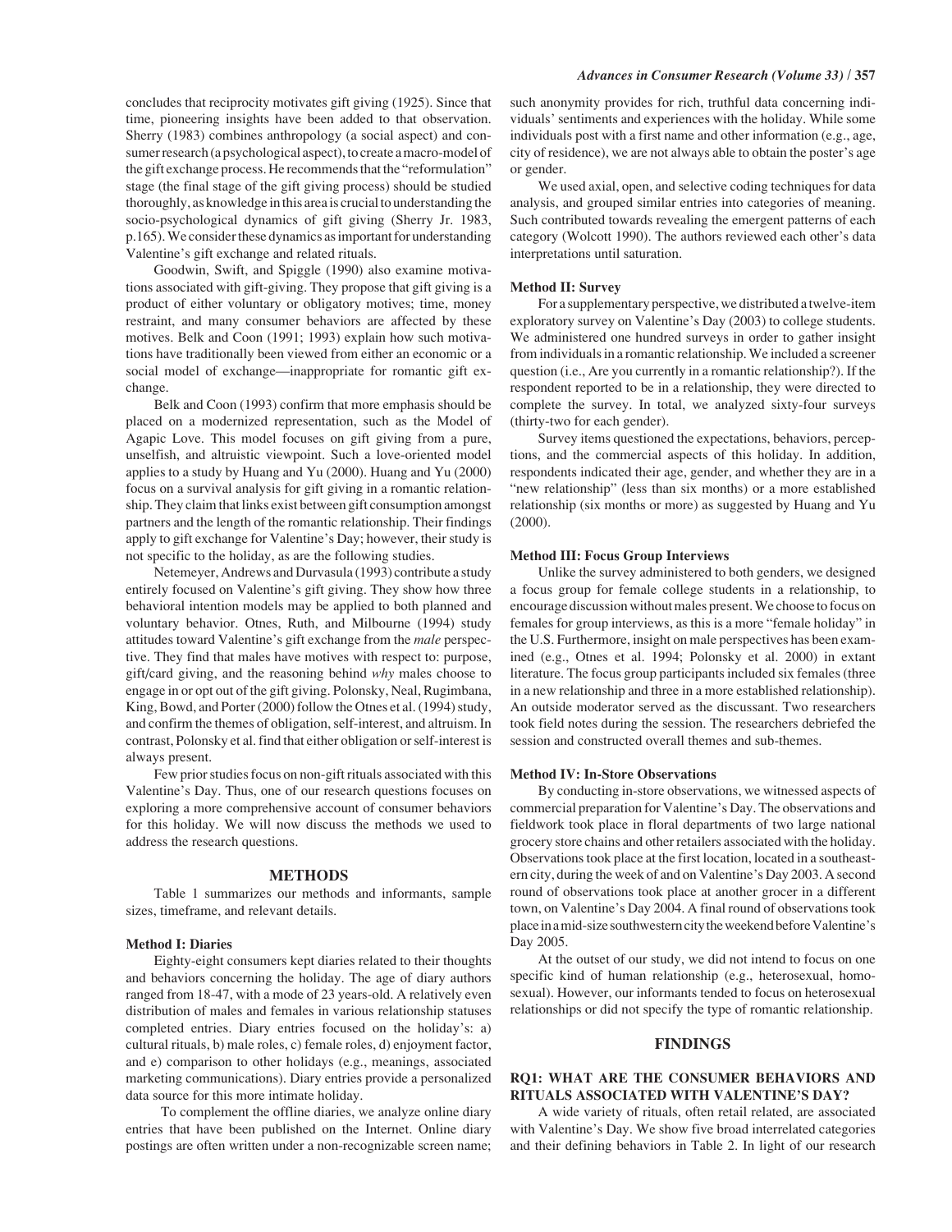concludes that reciprocity motivates gift giving (1925). Since that time, pioneering insights have been added to that observation. Sherry (1983) combines anthropology (a social aspect) and consumer research (a psychological aspect), to create a macro-model of the gift exchange process. He recommends that the "reformulation" stage (the final stage of the gift giving process) should be studied thoroughly, as knowledge in this area is crucial to understanding the socio-psychological dynamics of gift giving (Sherry Jr. 1983, p.165). We consider these dynamics as important for understanding Valentine's gift exchange and related rituals.

Goodwin, Swift, and Spiggle (1990) also examine motivations associated with gift-giving. They propose that gift giving is a product of either voluntary or obligatory motives; time, money restraint, and many consumer behaviors are affected by these motives. Belk and Coon (1991; 1993) explain how such motivations have traditionally been viewed from either an economic or a social model of exchange—inappropriate for romantic gift exchange.

Belk and Coon (1993) confirm that more emphasis should be placed on a modernized representation, such as the Model of Agapic Love. This model focuses on gift giving from a pure, unselfish, and altruistic viewpoint. Such a love-oriented model applies to a study by Huang and Yu (2000). Huang and Yu (2000) focus on a survival analysis for gift giving in a romantic relationship. They claim that links exist between gift consumption amongst partners and the length of the romantic relationship. Their findings apply to gift exchange for Valentine's Day; however, their study is not specific to the holiday, as are the following studies.

Netemeyer, Andrews and Durvasula (1993) contribute a study entirely focused on Valentine's gift giving. They show how three behavioral intention models may be applied to both planned and voluntary behavior. Otnes, Ruth, and Milbourne (1994) study attitudes toward Valentine's gift exchange from the *male* perspective. They find that males have motives with respect to: purpose, gift/card giving, and the reasoning behind *why* males choose to engage in or opt out of the gift giving. Polonsky, Neal, Rugimbana, King, Bowd, and Porter (2000) follow the Otnes et al. (1994) study, and confirm the themes of obligation, self-interest, and altruism. In contrast, Polonsky et al. find that either obligation or self-interest is always present.

Few prior studies focus on non-gift rituals associated with this Valentine's Day. Thus, one of our research questions focuses on exploring a more comprehensive account of consumer behaviors for this holiday. We will now discuss the methods we used to address the research questions.

## METHODS

Table 1 summarizes our methods and informants, sample sizes, timeframe, and relevant details.

### Method I: Diaries

Eighty-eight consumers kept diaries related to their thoughts and behaviors concerning the holiday. The age of diary authors ranged from 18-47, with a mode of 23 years-old. A relatively even distribution of males and females in various relationship statuses completed entries. Diary entries focused on the holiday's: a) cultural rituals, b) male roles, c) female roles, d) enjoyment factor, and e) comparison to other holidays (e.g., meanings, associated marketing communications). Diary entries provide a personalized data source for this more intimate holiday.

To complement the offline diaries, we analyze online diary entries that have been published on the Internet. Online diary postings are often written under a non-recognizable screen name; such anonymity provides for rich, truthful data concerning individuals' sentiments and experiences with the holiday. While some individuals post with a first name and other information (e.g., age, city of residence), we are not always able to obtain the poster's age or gender.

We used axial, open, and selective coding techniques for data analysis, and grouped similar entries into categories of meaning. Such contributed towards revealing the emergent patterns of each category (Wolcott 1990). The authors reviewed each other's data interpretations until saturation.

### Method II: Survey

For a supplementary perspective, we distributed a twelve-item exploratory survey on Valentine's Day (2003) to college students. We administered one hundred surveys in order to gather insight from individuals in a romantic relationship. We included a screener question (i.e., Are you currently in a romantic relationship?). If the respondent reported to be in a relationship, they were directed to complete the survey. In total, we analyzed sixty-four surveys (thirty-two for each gender).

Survey items questioned the expectations, behaviors, perceptions, and the commercial aspects of this holiday. In addition, respondents indicated their age, gender, and whether they are in a "new relationship" (less than six months) or a more established relationship (six months or more) as suggested by Huang and Yu (2000).

### Method III: Focus Group Interviews

Unlike the survey administered to both genders, we designed a focus group for female college students in a relationship, to encourage discussion without males present. We choose to focus on females for group interviews, as this is a more "female holiday" in the U.S. Furthermore, insight on male perspectives has been examined (e.g., Otnes et al. 1994; Polonsky et al. 2000) in extant literature. The focus group participants included six females (three in a new relationship and three in a more established relationship). An outside moderator served as the discussant. Two researchers took field notes during the session. The researchers debriefed the session and constructed overall themes and sub-themes.

### Method IV: In-Store Observations

By conducting in-store observations, we witnessed aspects of commercial preparation for Valentine's Day. The observations and fieldwork took place in floral departments of two large national grocery store chains and other retailers associated with the holiday. Observations took place at the first location, located in a southeastern city, during the week of and on Valentine's Day 2003. A second round of observations took place at another grocer in a different town, on Valentine's Day 2004. A final round of observations took place in a mid-size southwestern city the weekend before Valentine's Day 2005.

At the outset of our study, we did not intend to focus on one specific kind of human relationship (e.g., heterosexual, homosexual). However, our informants tended to focus on heterosexual relationships or did not specify the type of romantic relationship.

## FINDINGS

### RQ1: WHAT ARE THE CONSUMER BEHAVIORS AND RITUALS ASSOCIATED WITH VALENTINE'S DAY?

A wide variety of rituals, often retail related, are associated with Valentine's Day. We show five broad interrelated categories and their defining behaviors in Table 2. In light of our research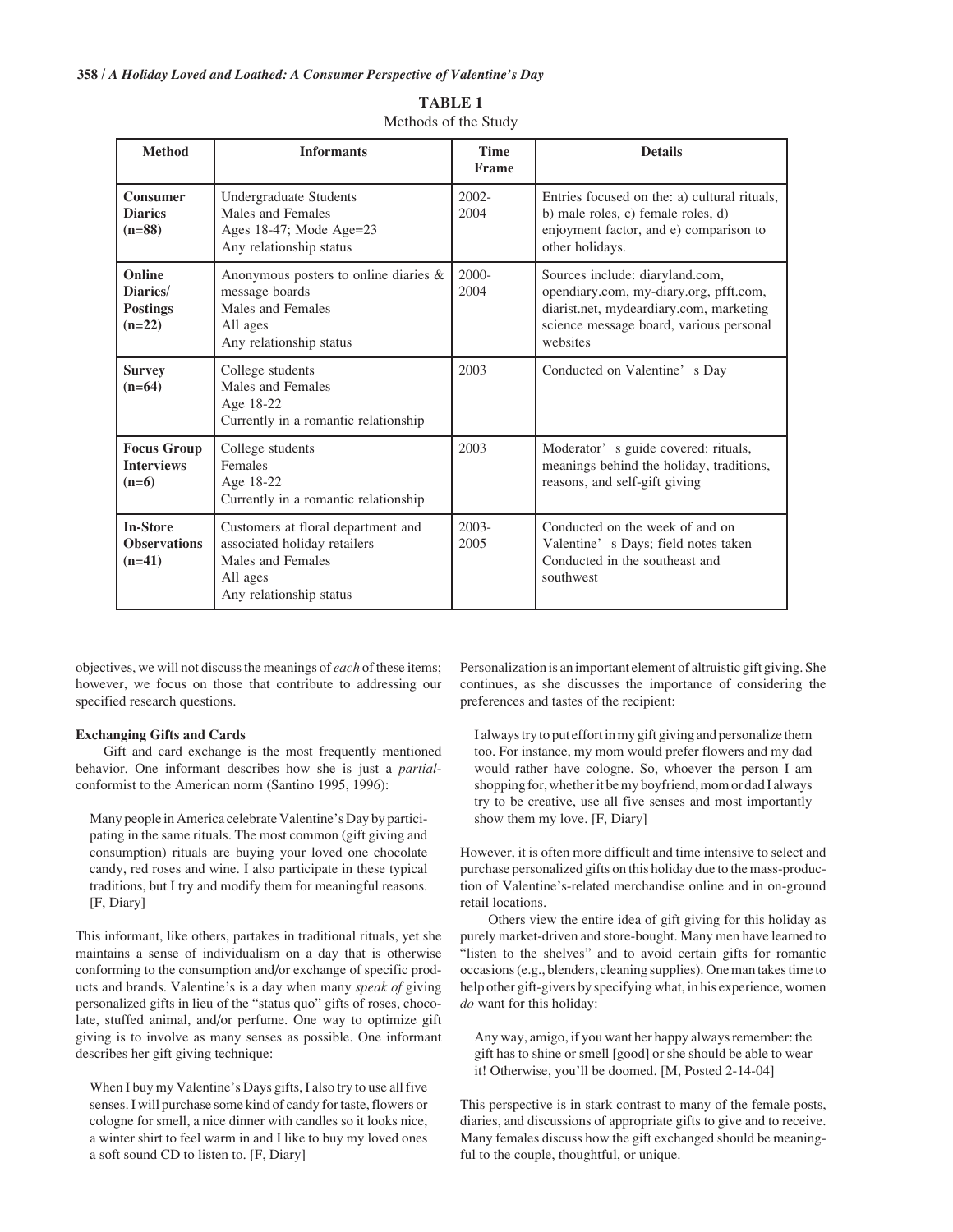**TABLE 1**
Methods of the Study

| Method | Informants | Time Frame | Details |
|---|---|---|---|
| **Consumer Diaries (n=88)** | Undergraduate Students<br>Males and Females<br>Ages 18-47; Mode Age=23<br>Any relationship status | 2002-2004 | Entries focused on the: a) cultural rituals, b) male roles, c) female roles, d) enjoyment factor, and e) comparison to other holidays. |
| **Online Diaries/ Postings (n=22)** | Anonymous posters to online diaries & message boards<br>Males and Females<br>All ages<br>Any relationship status | 2000-2004 | Sources include: diaryland.com, opendiary.com, my-diary.org, pfft.com, diarist.net, mydeardiary.com, marketing science message board, various personal websites |
| **Survey (n=64)** | College students<br>Males and Females<br>Age 18-22<br>Currently in a romantic relationship | 2003 | Conducted on Valentine' s Day |
| **Focus Group Interviews (n=6)** | College students<br>Females<br>Age 18-22<br>Currently in a romantic relationship | 2003 | Moderator' s guide covered: rituals, meanings behind the holiday, traditions, reasons, and self-gift giving |
| **In-Store Observations (n=41)** | Customers at floral department and associated holiday retailers<br>Males and Females<br>All ages<br>Any relationship status | 2003-2005 | Conducted on the week of and on Valentine' s Days; field notes taken Conducted in the southeast and southwest |

objectives, we will not discuss the meanings of *each* of these items; however, we focus on those that contribute to addressing our specified research questions.

### Exchanging Gifts and Cards

Gift and card exchange is the most frequently mentioned behavior. One informant describes how she is just a *partial*-conformist to the American norm (Santino 1995, 1996):

> Many people in America celebrate Valentine's Day by participating in the same rituals. The most common (gift giving and consumption) rituals are buying your loved one chocolate candy, red roses and wine. I also participate in these typical traditions, but I try and modify them for meaningful reasons. [F, Diary]

This informant, like others, partakes in traditional rituals, yet she maintains a sense of individualism on a day that is otherwise conforming to the consumption and/or exchange of specific products and brands. Valentine's is a day when many *speak of* giving personalized gifts in lieu of the "status quo" gifts of roses, chocolate, stuffed animal, and/or perfume. One way to optimize gift giving is to involve as many senses as possible. One informant describes her gift giving technique:

> When I buy my Valentine's Days gifts, I also try to use all five senses. I will purchase some kind of candy for taste, flowers or cologne for smell, a nice dinner with candles so it looks nice, a winter shirt to feel warm in and I like to buy my loved ones a soft sound CD to listen to. [F, Diary]

Personalization is an important element of altruistic gift giving. She continues, as she discusses the importance of considering the preferences and tastes of the recipient:

> I always try to put effort in my gift giving and personalize them too. For instance, my mom would prefer flowers and my dad would rather have cologne. So, whoever the person I am shopping for, whether it be my boyfriend, mom or dad I always try to be creative, use all five senses and most importantly show them my love. [F, Diary]

However, it is often more difficult and time intensive to select and purchase personalized gifts on this holiday due to the mass-production of Valentine's-related merchandise online and in on-ground retail locations.

Others view the entire idea of gift giving for this holiday as purely market-driven and store-bought. Many men have learned to "listen to the shelves" and to avoid certain gifts for romantic occasions (e.g., blenders, cleaning supplies). One man takes time to help other gift-givers by specifying what, in his experience, women *do* want for this holiday:

> Any way, amigo, if you want her happy always remember: the gift has to shine or smell [good] or she should be able to wear it! Otherwise, you'll be doomed. [M, Posted 2-14-04]

This perspective is in stark contrast to many of the female posts, diaries, and discussions of appropriate gifts to give and to receive. Many females discuss how the gift exchanged should be meaningful to the couple, thoughtful, or unique.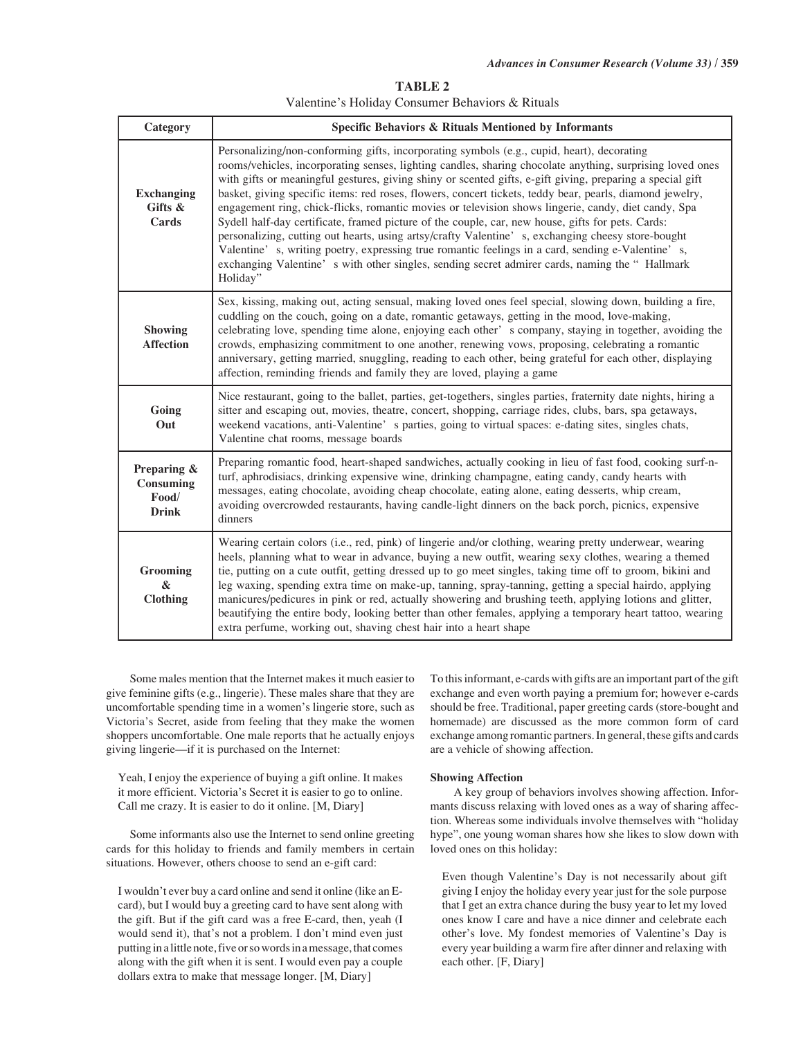**TABLE 2**

Valentine's Holiday Consumer Behaviors & Rituals

| Category | Specific Behaviors & Rituals Mentioned by Informants |
|---|---|
| **Exchanging Gifts & Cards** | Personalizing/non-conforming gifts, incorporating symbols (e.g., cupid, heart), decorating rooms/vehicles, incorporating senses, lighting candles, sharing chocolate anything, surprising loved ones with gifts or meaningful gestures, giving shiny or scented gifts, e-gift giving, preparing a special gift basket, giving specific items: red roses, flowers, concert tickets, teddy bear, pearls, diamond jewelry, engagement ring, chick-flicks, romantic movies or television shows lingerie, candy, diet candy, Spa Sydell half-day certificate, framed picture of the couple, car, new house, gifts for pets. Cards: personalizing, cutting out hearts, using artsy/crafty Valentine's, exchanging cheesy store-bought Valentine's, writing poetry, expressing true romantic feelings in a card, sending e-Valentine's, exchanging Valentine's with other singles, sending secret admirer cards, naming the "Hallmark Holiday" |
| **Showing Affection** | Sex, kissing, making out, acting sensual, making loved ones feel special, slowing down, building a fire, cuddling on the couch, going on a date, romantic getaways, getting in the mood, love-making, celebrating love, spending time alone, enjoying each other's company, staying in together, avoiding the crowds, emphasizing commitment to one another, renewing vows, proposing, celebrating a romantic anniversary, getting married, snuggling, reading to each other, being grateful for each other, displaying affection, reminding friends and family they are loved, playing a game |
| **Going Out** | Nice restaurant, going to the ballet, parties, get-togethers, singles parties, fraternity date nights, hiring a sitter and escaping out, movies, theatre, concert, shopping, carriage rides, clubs, bars, spa getaways, weekend vacations, anti-Valentine's parties, going to virtual spaces: e-dating sites, singles chats, Valentine chat rooms, message boards |
| **Preparing & Consuming Food/ Drink** | Preparing romantic food, heart-shaped sandwiches, actually cooking in lieu of fast food, cooking surf-n-turf, aphrodisiacs, drinking expensive wine, drinking champagne, eating candy, candy hearts with messages, eating chocolate, avoiding cheap chocolate, eating alone, eating desserts, whip cream, avoiding overcrowded restaurants, having candle-light dinners on the back porch, picnics, expensive dinners |
| **Grooming & Clothing** | Wearing certain colors (i.e., red, pink) of lingerie and/or clothing, wearing pretty underwear, wearing heels, planning what to wear in advance, buying a new outfit, wearing sexy clothes, wearing a themed tie, putting on a cute outfit, getting dressed up to go meet singles, taking time off to groom, bikini and leg waxing, spending extra time on make-up, tanning, spray-tanning, getting a special hairdo, applying manicures/pedicures in pink or red, actually showering and brushing teeth, applying lotions and glitter, beautifying the entire body, looking better than other females, applying a temporary heart tattoo, wearing extra perfume, working out, shaving chest hair into a heart shape |

Some males mention that the Internet makes it much easier to give feminine gifts (e.g., lingerie). These males share that they are uncomfortable spending time in a women's lingerie store, such as Victoria's Secret, aside from feeling that they make the women shoppers uncomfortable. One male reports that he actually enjoys giving lingerie—if it is purchased on the Internet:

> Yeah, I enjoy the experience of buying a gift online. It makes it more efficient. Victoria's Secret it is easier to go to online. Call me crazy. It is easier to do it online. [M, Diary]

Some informants also use the Internet to send online greeting cards for this holiday to friends and family members in certain situations. However, others choose to send an e-gift card:

> I wouldn't ever buy a card online and send it online (like an E-card), but I would buy a greeting card to have sent along with the gift. But if the gift card was a free E-card, then, yeah (I would send it), that's not a problem. I don't mind even just putting in a little note, five or so words in a message, that comes along with the gift when it is sent. I would even pay a couple dollars extra to make that message longer. [M, Diary]

To this informant, e-cards with gifts are an important part of the gift exchange and even worth paying a premium for; however e-cards should be free. Traditional, paper greeting cards (store-bought and homemade) are discussed as the more common form of card exchange among romantic partners. In general, these gifts and cards are a vehicle of showing affection.

### Showing Affection

A key group of behaviors involves showing affection. Informants discuss relaxing with loved ones as a way of sharing affection. Whereas some individuals involve themselves with "holiday hype", one young woman shares how she likes to slow down with loved ones on this holiday:

> Even though Valentine's Day is not necessarily about gift giving I enjoy the holiday every year just for the sole purpose that I get an extra chance during the busy year to let my loved ones know I care and have a nice dinner and celebrate each other's love. My fondest memories of Valentine's Day is every year building a warm fire after dinner and relaxing with each other. [F, Diary]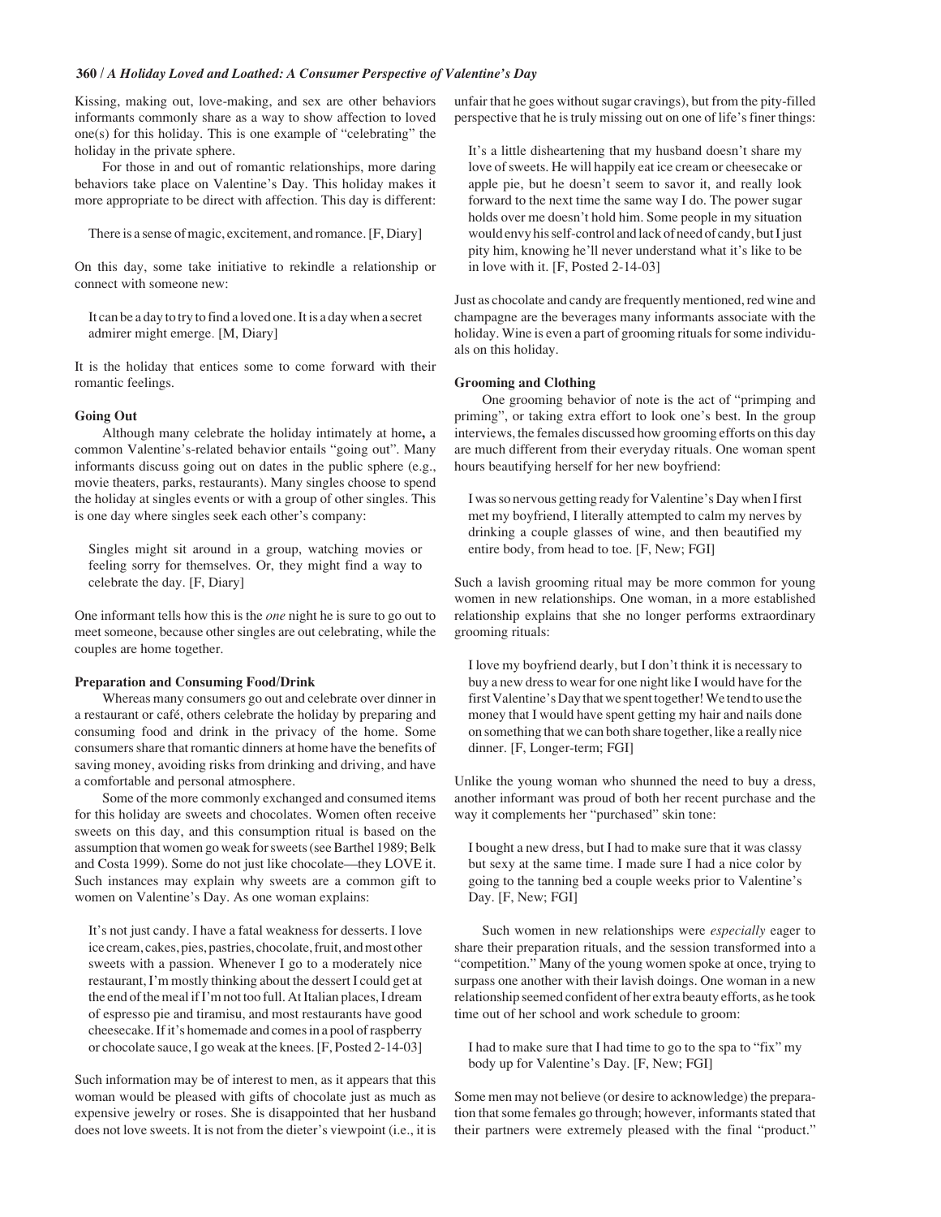Kissing, making out, love-making, and sex are other behaviors informants commonly share as a way to show affection to loved one(s) for this holiday. This is one example of "celebrating" the holiday in the private sphere.

For those in and out of romantic relationships, more daring behaviors take place on Valentine's Day. This holiday makes it more appropriate to be direct with affection. This day is different:

> There is a sense of magic, excitement, and romance. [F, Diary]

On this day, some take initiative to rekindle a relationship or connect with someone new:

> It can be a day to try to find a loved one. It is a day when a secret admirer might emerge. [M, Diary]

It is the holiday that entices some to come forward with their romantic feelings.

### Going Out

Although many celebrate the holiday intimately at home**,** a common Valentine's-related behavior entails "going out". Many informants discuss going out on dates in the public sphere (e.g., movie theaters, parks, restaurants). Many singles choose to spend the holiday at singles events or with a group of other singles. This is one day where singles seek each other's company:

> Singles might sit around in a group, watching movies or feeling sorry for themselves. Or, they might find a way to celebrate the day. [F, Diary]

One informant tells how this is the *one* night he is sure to go out to meet someone, because other singles are out celebrating, while the couples are home together.

### Preparation and Consuming Food/Drink

Whereas many consumers go out and celebrate over dinner in a restaurant or café, others celebrate the holiday by preparing and consuming food and drink in the privacy of the home. Some consumers share that romantic dinners at home have the benefits of saving money, avoiding risks from drinking and driving, and have a comfortable and personal atmosphere.

Some of the more commonly exchanged and consumed items for this holiday are sweets and chocolates. Women often receive sweets on this day, and this consumption ritual is based on the assumption that women go weak for sweets (see Barthel 1989; Belk and Costa 1999). Some do not just like chocolate—they LOVE it. Such instances may explain why sweets are a common gift to women on Valentine's Day. As one woman explains:

> It's not just candy. I have a fatal weakness for desserts. I love ice cream, cakes, pies, pastries, chocolate, fruit, and most other sweets with a passion. Whenever I go to a moderately nice restaurant, I'm mostly thinking about the dessert I could get at the end of the meal if I'm not too full. At Italian places, I dream of espresso pie and tiramisu, and most restaurants have good cheesecake. If it's homemade and comes in a pool of raspberry or chocolate sauce, I go weak at the knees. [F, Posted 2-14-03]

Such information may be of interest to men, as it appears that this woman would be pleased with gifts of chocolate just as much as expensive jewelry or roses. She is disappointed that her husband does not love sweets. It is not from the dieter's viewpoint (i.e., it is unfair that he goes without sugar cravings), but from the pity-filled perspective that he is truly missing out on one of life's finer things:

> It's a little disheartening that my husband doesn't share my love of sweets. He will happily eat ice cream or cheesecake or apple pie, but he doesn't seem to savor it, and really look forward to the next time the same way I do. The power sugar holds over me doesn't hold him. Some people in my situation would envy his self-control and lack of need of candy, but I just pity him, knowing he'll never understand what it's like to be in love with it. [F, Posted 2-14-03]

Just as chocolate and candy are frequently mentioned, red wine and champagne are the beverages many informants associate with the holiday. Wine is even a part of grooming rituals for some individuals on this holiday.

### Grooming and Clothing

One grooming behavior of note is the act of "primping and priming", or taking extra effort to look one's best. In the group interviews, the females discussed how grooming efforts on this day are much different from their everyday rituals. One woman spent hours beautifying herself for her new boyfriend:

> I was so nervous getting ready for Valentine's Day when I first met my boyfriend, I literally attempted to calm my nerves by drinking a couple glasses of wine, and then beautified my entire body, from head to toe. [F, New; FGI]

Such a lavish grooming ritual may be more common for young women in new relationships. One woman, in a more established relationship explains that she no longer performs extraordinary grooming rituals:

> I love my boyfriend dearly, but I don't think it is necessary to buy a new dress to wear for one night like I would have for the first Valentine's Day that we spent together! We tend to use the money that I would have spent getting my hair and nails done on something that we can both share together, like a really nice dinner. [F, Longer-term; FGI]

Unlike the young woman who shunned the need to buy a dress, another informant was proud of both her recent purchase and the way it complements her "purchased" skin tone:

> I bought a new dress, but I had to make sure that it was classy but sexy at the same time. I made sure I had a nice color by going to the tanning bed a couple weeks prior to Valentine's Day. [F, New; FGI]

Such women in new relationships were *especially* eager to share their preparation rituals, and the session transformed into a "competition." Many of the young women spoke at once, trying to surpass one another with their lavish doings. One woman in a new relationship seemed confident of her extra beauty efforts, as he took time out of her school and work schedule to groom:

> I had to make sure that I had time to go to the spa to "fix" my body up for Valentine's Day. [F, New; FGI]

Some men may not believe (or desire to acknowledge) the preparation that some females go through; however, informants stated that their partners were extremely pleased with the final "product."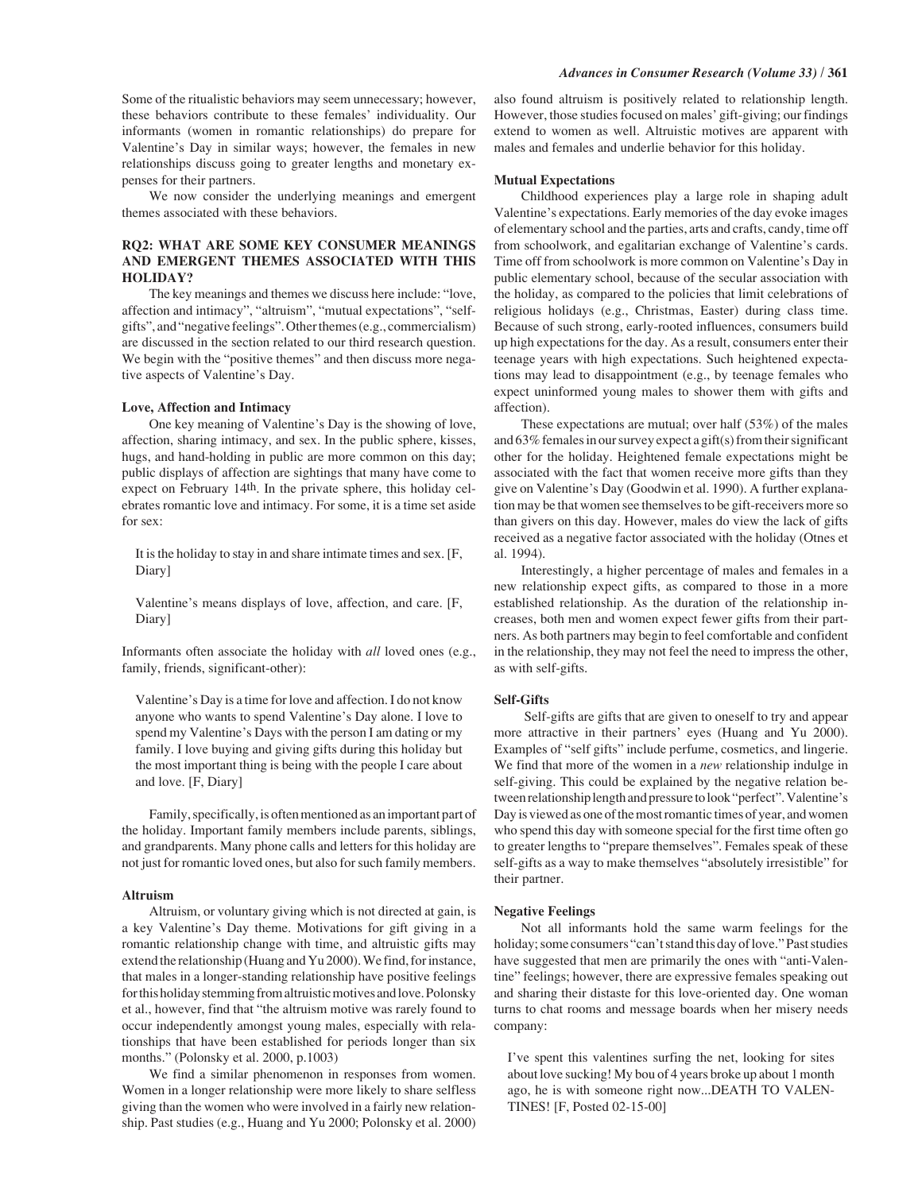Some of the ritualistic behaviors may seem unnecessary; however, these behaviors contribute to these females' individuality. Our informants (women in romantic relationships) do prepare for Valentine's Day in similar ways; however, the females in new relationships discuss going to greater lengths and monetary expenses for their partners.

We now consider the underlying meanings and emergent themes associated with these behaviors.

## RQ2: WHAT ARE SOME KEY CONSUMER MEANINGS AND EMERGENT THEMES ASSOCIATED WITH THIS HOLIDAY?

The key meanings and themes we discuss here include: "love, affection and intimacy", "altruism", "mutual expectations", "self-gifts", and "negative feelings". Other themes (e.g., commercialism) are discussed in the section related to our third research question. We begin with the "positive themes" and then discuss more negative aspects of Valentine's Day.

### Love, Affection and Intimacy

One key meaning of Valentine's Day is the showing of love, affection, sharing intimacy, and sex. In the public sphere, kisses, hugs, and hand-holding in public are more common on this day; public displays of affection are sightings that many have come to expect on February 14th. In the private sphere, this holiday celebrates romantic love and intimacy. For some, it is a time set aside for sex:

> It is the holiday to stay in and share intimate times and sex. [F, Diary]

> Valentine's means displays of love, affection, and care. [F, Diary]

Informants often associate the holiday with *all* loved ones (e.g., family, friends, significant-other):

> Valentine's Day is a time for love and affection. I do not know anyone who wants to spend Valentine's Day alone. I love to spend my Valentine's Days with the person I am dating or my family. I love buying and giving gifts during this holiday but the most important thing is being with the people I care about and love. [F, Diary]

Family, specifically, is often mentioned as an important part of the holiday. Important family members include parents, siblings, and grandparents. Many phone calls and letters for this holiday are not just for romantic loved ones, but also for such family members.

### Altruism

Altruism, or voluntary giving which is not directed at gain, is a key Valentine's Day theme. Motivations for gift giving in a romantic relationship change with time, and altruistic gifts may extend the relationship (Huang and Yu 2000). We find, for instance, that males in a longer-standing relationship have positive feelings for this holiday stemming from altruistic motives and love. Polonsky et al., however, find that "the altruism motive was rarely found to occur independently amongst young males, especially with relationships that have been established for periods longer than six months." (Polonsky et al. 2000, p.1003)

We find a similar phenomenon in responses from women. Women in a longer relationship were more likely to share selfless giving than the women who were involved in a fairly new relationship. Past studies (e.g., Huang and Yu 2000; Polonsky et al. 2000) also found altruism is positively related to relationship length. However, those studies focused on males' gift-giving; our findings extend to women as well. Altruistic motives are apparent with males and females and underlie behavior for this holiday.

### Mutual Expectations

Childhood experiences play a large role in shaping adult Valentine's expectations. Early memories of the day evoke images of elementary school and the parties, arts and crafts, candy, time off from schoolwork, and egalitarian exchange of Valentine's cards. Time off from schoolwork is more common on Valentine's Day in public elementary school, because of the secular association with the holiday, as compared to the policies that limit celebrations of religious holidays (e.g., Christmas, Easter) during class time. Because of such strong, early-rooted influences, consumers build up high expectations for the day. As a result, consumers enter their teenage years with high expectations. Such heightened expectations may lead to disappointment (e.g., by teenage females who expect uninformed young males to shower them with gifts and affection).

These expectations are mutual; over half (53%) of the males and 63% females in our survey expect a gift(s) from their significant other for the holiday. Heightened female expectations might be associated with the fact that women receive more gifts than they give on Valentine's Day (Goodwin et al. 1990). A further explanation may be that women see themselves to be gift-receivers more so than givers on this day. However, males do view the lack of gifts received as a negative factor associated with the holiday (Otnes et al. 1994).

Interestingly, a higher percentage of males and females in a new relationship expect gifts, as compared to those in a more established relationship. As the duration of the relationship increases, both men and women expect fewer gifts from their partners. As both partners may begin to feel comfortable and confident in the relationship, they may not feel the need to impress the other, as with self-gifts.

### Self-Gifts

Self-gifts are gifts that are given to oneself to try and appear more attractive in their partners' eyes (Huang and Yu 2000). Examples of "self gifts" include perfume, cosmetics, and lingerie. We find that more of the women in a *new* relationship indulge in self-giving. This could be explained by the negative relation between relationship length and pressure to look "perfect". Valentine's Day is viewed as one of the most romantic times of year, and women who spend this day with someone special for the first time often go to greater lengths to "prepare themselves". Females speak of these self-gifts as a way to make themselves "absolutely irresistible" for their partner.

### Negative Feelings

Not all informants hold the same warm feelings for the holiday; some consumers "can't stand this day of love." Past studies have suggested that men are primarily the ones with "anti-Valentine" feelings; however, there are expressive females speaking out and sharing their distaste for this love-oriented day. One woman turns to chat rooms and message boards when her misery needs company:

> I've spent this valentines surfing the net, looking for sites about love sucking! My bou of 4 years broke up abuot 1 month ago, he is with someone right now...DEATH TO VALENTINES! [F, Posted 02-15-00]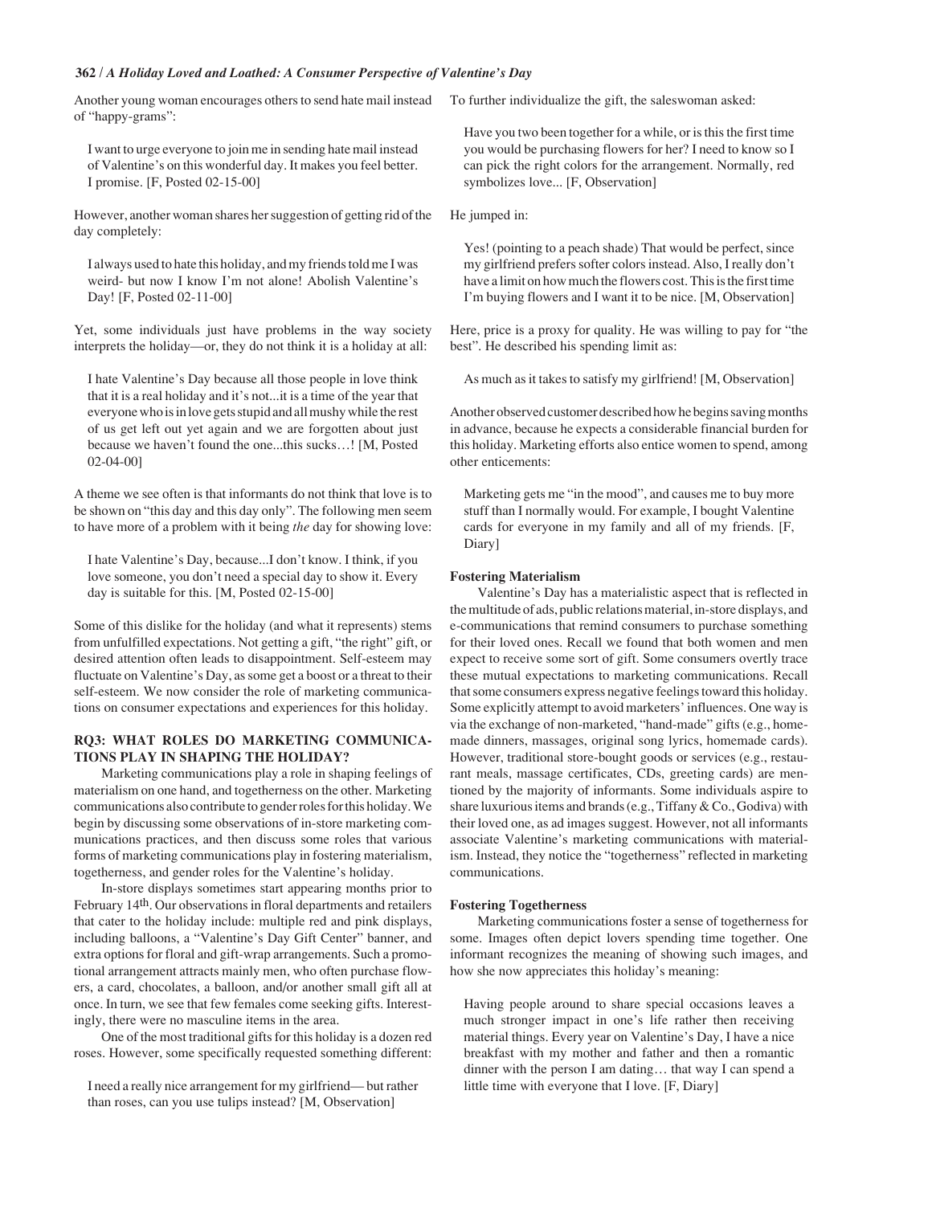Another young woman encourages others to send hate mail instead of "happy-grams":

> I want to urge everyone to join me in sending hate mail instead of Valentine's on this wonderful day. It makes you feel better. I promise. [F, Posted 02-15-00]

However, another woman shares her suggestion of getting rid of the day completely:

> I always used to hate this holiday, and my friends told me I was weird- but now I know I'm not alone! Abolish Valentine's Day! [F, Posted 02-11-00]

Yet, some individuals just have problems in the way society interprets the holiday—or, they do not think it is a holiday at all:

> I hate Valentine's Day because all those people in love think that it is a real holiday and it's not...it is a time of the year that everyone who is in love gets stupid and all mushy while the rest of us get left out yet again and we are forgotten about just because we haven't found the one...this sucks…! [M, Posted 02-04-00]

A theme we see often is that informants do not think that love is to be shown on "this day and this day only". The following men seem to have more of a problem with it being *the* day for showing love:

> I hate Valentine's Day, because...I don't know. I think, if you love someone, you don't need a special day to show it. Every day is suitable for this. [M, Posted 02-15-00]

Some of this dislike for the holiday (and what it represents) stems from unfulfilled expectations. Not getting a gift, "the right" gift, or desired attention often leads to disappointment. Self-esteem may fluctuate on Valentine's Day, as some get a boost or a threat to their self-esteem. We now consider the role of marketing communications on consumer expectations and experiences for this holiday.

### RQ3: WHAT ROLES DO MARKETING COMMUNICATIONS PLAY IN SHAPING THE HOLIDAY?

Marketing communications play a role in shaping feelings of materialism on one hand, and togetherness on the other. Marketing communications also contribute to gender roles for this holiday. We begin by discussing some observations of in-store marketing communications practices, and then discuss some roles that various forms of marketing communications play in fostering materialism, togetherness, and gender roles for the Valentine's holiday.

In-store displays sometimes start appearing months prior to February 14th. Our observations in floral departments and retailers that cater to the holiday include: multiple red and pink displays, including balloons, a "Valentine's Day Gift Center" banner, and extra options for floral and gift-wrap arrangements. Such a promotional arrangement attracts mainly men, who often purchase flowers, a card, chocolates, a balloon, and/or another small gift all at once. In turn, we see that few females come seeking gifts. Interestingly, there were no masculine items in the area.

One of the most traditional gifts for this holiday is a dozen red roses. However, some specifically requested something different:

> I need a really nice arrangement for my girlfriend— but rather than roses, can you use tulips instead? [M, Observation]

To further individualize the gift, the saleswoman asked:

> Have you two been together for a while, or is this the first time you would be purchasing flowers for her? I need to know so I can pick the right colors for the arrangement. Normally, red symbolizes love... [F, Observation]

He jumped in:

> Yes! (pointing to a peach shade) That would be perfect, since my girlfriend prefers softer colors instead. Also, I really don't have a limit on how much the flowers cost. This is the first time I'm buying flowers and I want it to be nice. [M, Observation]

Here, price is a proxy for quality. He was willing to pay for "the best". He described his spending limit as:

> As much as it takes to satisfy my girlfriend! [M, Observation]

Another observed customer described how he begins saving months in advance, because he expects a considerable financial burden for this holiday. Marketing efforts also entice women to spend, among other enticements:

> Marketing gets me "in the mood", and causes me to buy more stuff than I normally would. For example, I bought Valentine cards for everyone in my family and all of my friends. [F, Diary]

#### Fostering Materialism

Valentine's Day has a materialistic aspect that is reflected in the multitude of ads, public relations material, in-store displays, and e-communications that remind consumers to purchase something for their loved ones. Recall we found that both women and men expect to receive some sort of gift. Some consumers overtly trace these mutual expectations to marketing communications. Recall that some consumers express negative feelings toward this holiday. Some explicitly attempt to avoid marketers' influences. One way is via the exchange of non-marketed, "hand-made" gifts (e.g., homemade dinners, massages, original song lyrics, homemade cards). However, traditional store-bought goods or services (e.g., restaurant meals, massage certificates, CDs, greeting cards) are mentioned by the majority of informants. Some individuals aspire to share luxurious items and brands (e.g., Tiffany & Co., Godiva) with their loved one, as ad images suggest. However, not all informants associate Valentine's marketing communications with materialism. Instead, they notice the "togetherness" reflected in marketing communications.

#### Fostering Togetherness

Marketing communications foster a sense of togetherness for some. Images often depict lovers spending time together. One informant recognizes the meaning of showing such images, and how she now appreciates this holiday's meaning:

> Having people around to share special occasions leaves a much stronger impact in one's life rather then receiving material things. Every year on Valentine's Day, I have a nice breakfast with my mother and father and then a romantic dinner with the person I am dating… that way I can spend a little time with everyone that I love. [F, Diary]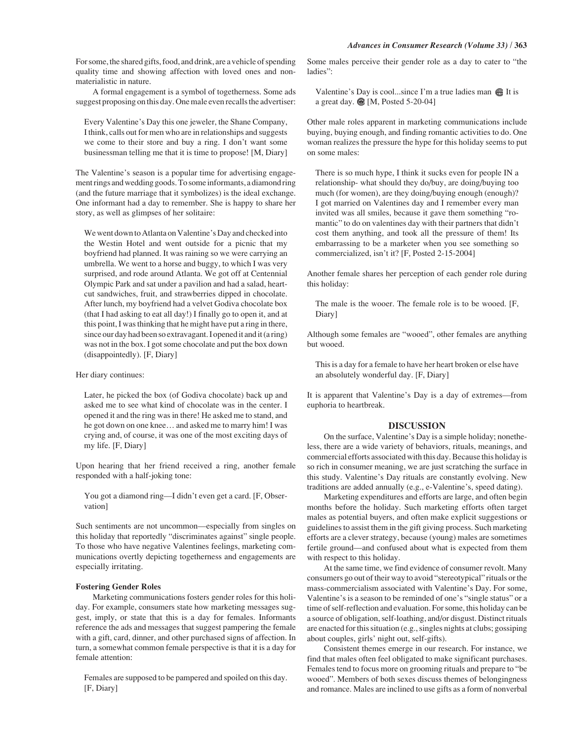For some, the shared gifts, food, and drink, are a vehicle of spending quality time and showing affection with loved ones and nonmaterialistic in nature.

A formal engagement is a symbol of togetherness. Some ads suggest proposing on this day. One male even recalls the advertiser:

> Every Valentine's Day this one jeweler, the Shane Company, I think, calls out for men who are in relationships and suggests we come to their store and buy a ring. I don't want some businessman telling me that it is time to propose! [M, Diary]

The Valentine's season is a popular time for advertising engagement rings and wedding goods. To some informants, a diamond ring (and the future marriage that it symbolizes) is the ideal exchange. One informant had a day to remember. She is happy to share her story, as well as glimpses of her solitaire:

> We went down to Atlanta on Valentine's Day and checked into the Westin Hotel and went outside for a picnic that my boyfriend had planned. It was raining so we were carrying an umbrella. We went to a horse and buggy, to which I was very surprised, and rode around Atlanta. We got off at Centennial Olympic Park and sat under a pavilion and had a salad, heart-cut sandwiches, fruit, and strawberries dipped in chocolate. After lunch, my boyfriend had a velvet Godiva chocolate box (that I had asking to eat all day!) I finally go to open it, and at this point, I was thinking that he might have put a ring in there, since our day had been so extravagant. I opened it and it (a ring) was not in the box. I got some chocolate and put the box down (disappointedly). [F, Diary]

Her diary continues:

> Later, he picked the box (of Godiva chocolate) back up and asked me to see what kind of chocolate was in the center. I opened it and the ring was in there! He asked me to stand, and he got down on one knee… and asked me to marry him! I was crying and, of course, it was one of the most exciting days of my life. [F, Diary]

Upon hearing that her friend received a ring, another female responded with a half-joking tone:

> You got a diamond ring—I didn't even get a card. [F, Observation]

Such sentiments are not uncommon—especially from singles on this holiday that reportedly "discriminates against" single people. To those who have negative Valentines feelings, marketing communications overtly depicting togetherness and engagements are especially irritating.

**Fostering Gender Roles**

Marketing communications fosters gender roles for this holiday. For example, consumers state how marketing messages suggest, imply, or state that this is a day for females. Informants reference the ads and messages that suggest pampering the female with a gift, card, dinner, and other purchased signs of affection. In turn, a somewhat common female perspective is that it is a day for female attention:

> Females are supposed to be pampered and spoiled on this day. [F, Diary]

Some males perceive their gender role as a day to cater to "the ladies":

> Valentine's Day is cool...since I'm a true ladies man 😎 It is a great day. 😎 [M, Posted 5-20-04]

Other male roles apparent in marketing communications include buying, buying enough, and finding romantic activities to do. One woman realizes the pressure the hype for this holiday seems to put on some males:

> There is so much hype, I think it sucks even for people IN a relationship- what should they do/buy, are doing/buying too much (for women), are they doing/buying enough (enough)? I got married on Valentines day and I remember every man invited was all smiles, because it gave them something "romantic" to do on valentines day with their partners that didn't cost them anything, and took all the pressure of them! Its embarrassing to be a marketer when you see something so commercialized, isn't it? [F, Posted 2-15-2004]

Another female shares her perception of each gender role during this holiday:

> The male is the wooer. The female role is to be wooed. [F, Diary]

Although some females are "wooed", other females are anything but wooed.

> This is a day for a female to have her heart broken or else have an absolutely wonderful day. [F, Diary]

It is apparent that Valentine's Day is a day of extremes—from euphoria to heartbreak.

## DISCUSSION

On the surface, Valentine's Day is a simple holiday; nonetheless, there are a wide variety of behaviors, rituals, meanings, and commercial efforts associated with this day. Because this holiday is so rich in consumer meaning, we are just scratching the surface in this study. Valentine's Day rituals are constantly evolving. New traditions are added annually (e.g., e-Valentine's, speed dating).

Marketing expenditures and efforts are large, and often begin months before the holiday. Such marketing efforts often target males as potential buyers, and often make explicit suggestions or guidelines to assist them in the gift giving process. Such marketing efforts are a clever strategy, because (young) males are sometimes fertile ground—and confused about what is expected from them with respect to this holiday.

At the same time, we find evidence of consumer revolt. Many consumers go out of their way to avoid "stereotypical" rituals or the mass-commercialism associated with Valentine's Day. For some, Valentine's is a season to be reminded of one's "single status" or a time of self-reflection and evaluation. For some, this holiday can be a source of obligation, self-loathing, and/or disgust. Distinct rituals are enacted for this situation (e.g., singles nights at clubs; gossiping about couples, girls' night out, self-gifts).

Consistent themes emerge in our research. For instance, we find that males often feel obligated to make significant purchases. Females tend to focus more on grooming rituals and prepare to "be wooed". Members of both sexes discuss themes of belongingness and romance. Males are inclined to use gifts as a form of nonverbal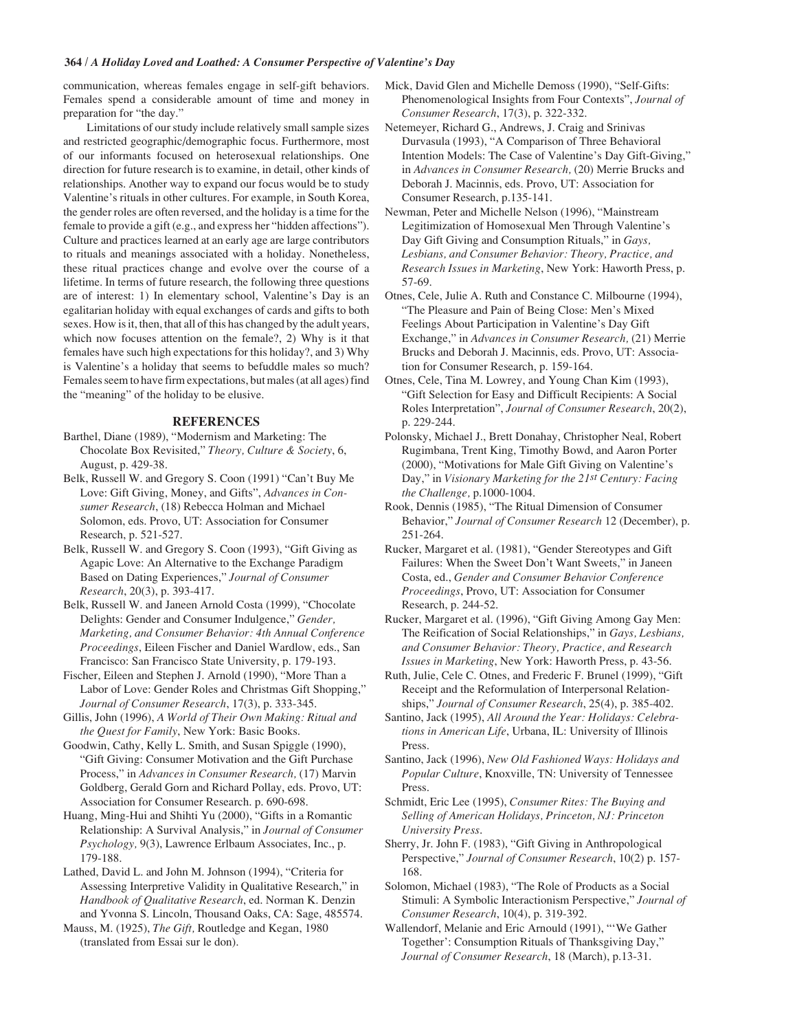communication, whereas females engage in self-gift behaviors. Females spend a considerable amount of time and money in preparation for "the day."

Limitations of our study include relatively small sample sizes and restricted geographic/demographic focus. Furthermore, most of our informants focused on heterosexual relationships. One direction for future research is to examine, in detail, other kinds of relationships. Another way to expand our focus would be to study Valentine's rituals in other cultures. For example, in South Korea, the gender roles are often reversed, and the holiday is a time for the female to provide a gift (e.g., and express her "hidden affections"). Culture and practices learned at an early age are large contributors to rituals and meanings associated with a holiday. Nonetheless, these ritual practices change and evolve over the course of a lifetime. In terms of future research, the following three questions are of interest: 1) In elementary school, Valentine's Day is an egalitarian holiday with equal exchanges of cards and gifts to both sexes. How is it, then, that all of this has changed by the adult years, which now focuses attention on the female?, 2) Why is it that females have such high expectations for this holiday?, and 3) Why is Valentine's a holiday that seems to befuddle males so much? Females seem to have firm expectations, but males (at all ages) find the "meaning" of the holiday to be elusive.

## REFERENCES

Barthel, Diane (1989), "Modernism and Marketing: The Chocolate Box Revisited," *Theory, Culture & Society*, 6, August, p. 429-38.

Belk, Russell W. and Gregory S. Coon (1991) "Can't Buy Me Love: Gift Giving, Money, and Gifts", *Advances in Consumer Research*, (18) Rebecca Holman and Michael Solomon, eds. Provo, UT: Association for Consumer Research, p. 521-527.

Belk, Russell W. and Gregory S. Coon (1993), "Gift Giving as Agapic Love: An Alternative to the Exchange Paradigm Based on Dating Experiences," *Journal of Consumer Research*, 20(3), p. 393-417.

Belk, Russell W. and Janeen Arnold Costa (1999), "Chocolate Delights: Gender and Consumer Indulgence," *Gender, Marketing, and Consumer Behavior: 4th Annual Conference Proceedings*, Eileen Fischer and Daniel Wardlow, eds., San Francisco: San Francisco State University, p. 179-193.

Fischer, Eileen and Stephen J. Arnold (1990), "More Than a Labor of Love: Gender Roles and Christmas Gift Shopping," *Journal of Consumer Research*, 17(3), p. 333-345.

Gillis, John (1996), *A World of Their Own Making: Ritual and the Quest for Family*, New York: Basic Books.

Goodwin, Cathy, Kelly L. Smith, and Susan Spiggle (1990), "Gift Giving: Consumer Motivation and the Gift Purchase Process," in *Advances in Consumer Research,* (17) Marvin Goldberg, Gerald Gorn and Richard Pollay, eds. Provo, UT: Association for Consumer Research. p. 690-698.

Huang, Ming-Hui and Shihti Yu (2000), "Gifts in a Romantic Relationship: A Survival Analysis," in *Journal of Consumer Psychology,* 9(3), Lawrence Erlbaum Associates, Inc., p. 179-188.

Lathed, David L. and John M. Johnson (1994), "Criteria for Assessing Interpretive Validity in Qualitative Research," in *Handbook of Qualitative Research*, ed. Norman K. Denzin and Yvonna S. Lincoln, Thousand Oaks, CA: Sage, 485574.

Mauss, M. (1925), *The Gift,* Routledge and Kegan, 1980 (translated from Essai sur le don).

Mick, David Glen and Michelle Demoss (1990), "Self-Gifts: Phenomenological Insights from Four Contexts", *Journal of Consumer Research*, 17(3), p. 322-332.

Netemeyer, Richard G., Andrews, J. Craig and Srinivas Durvasula (1993), "A Comparison of Three Behavioral Intention Models: The Case of Valentine's Day Gift-Giving," in *Advances in Consumer Research,* (20) Merrie Brucks and Deborah J. Macinnis, eds. Provo, UT: Association for Consumer Research, p.135-141.

Newman, Peter and Michelle Nelson (1996), "Mainstream Legitimization of Homosexual Men Through Valentine's Day Gift Giving and Consumption Rituals," in *Gays, Lesbians, and Consumer Behavior: Theory, Practice, and Research Issues in Marketing*, New York: Haworth Press, p. 57-69.

Otnes, Cele, Julie A. Ruth and Constance C. Milbourne (1994), "The Pleasure and Pain of Being Close: Men's Mixed Feelings About Participation in Valentine's Day Gift Exchange," in *Advances in Consumer Research,* (21) Merrie Brucks and Deborah J. Macinnis, eds. Provo, UT: Association for Consumer Research, p. 159-164.

Otnes, Cele, Tina M. Lowrey, and Young Chan Kim (1993), "Gift Selection for Easy and Difficult Recipients: A Social Roles Interpretation", *Journal of Consumer Research*, 20(2), p. 229-244.

Polonsky, Michael J., Brett Donahay, Christopher Neal, Robert Rugimbana, Trent King, Timothy Bowd, and Aaron Porter (2000), "Motivations for Male Gift Giving on Valentine's Day," in *Visionary Marketing for the 21st Century: Facing the Challenge,* p.1000-1004.

Rook, Dennis (1985), "The Ritual Dimension of Consumer Behavior," *Journal of Consumer Research* 12 (December), p. 251-264.

Rucker, Margaret et al. (1981), "Gender Stereotypes and Gift Failures: When the Sweet Don't Want Sweets," in Janeen Costa, ed., *Gender and Consumer Behavior Conference Proceedings*, Provo, UT: Association for Consumer Research, p. 244-52.

Rucker, Margaret et al. (1996), "Gift Giving Among Gay Men: The Reification of Social Relationships," in *Gays, Lesbians, and Consumer Behavior: Theory, Practice, and Research Issues in Marketing*, New York: Haworth Press, p. 43-56.

Ruth, Julie, Cele C. Otnes, and Frederic F. Brunel (1999), "Gift Receipt and the Reformulation of Interpersonal Relationships," *Journal of Consumer Research*, 25(4), p. 385-402.

Santino, Jack (1995), *All Around the Year: Holidays: Celebrations in American Life*, Urbana, IL: University of Illinois Press.

Santino, Jack (1996), *New Old Fashioned Ways: Holidays and Popular Culture*, Knoxville, TN: University of Tennessee Press.

Schmidt, Eric Lee (1995), *Consumer Rites: The Buying and Selling of American Holidays, Princeton, NJ: Princeton University Press.*

Sherry, Jr. John F. (1983), "Gift Giving in Anthropological Perspective," *Journal of Consumer Research*, 10(2) p. 157-168.

Solomon, Michael (1983), "The Role of Products as a Social Stimuli: A Symbolic Interactionism Perspective," *Journal of Consumer Research*, 10(4), p. 319-392.

Wallendorf, Melanie and Eric Arnould (1991), "'We Gather Together': Consumption Rituals of Thanksgiving Day," *Journal of Consumer Research*, 18 (March), p.13-31.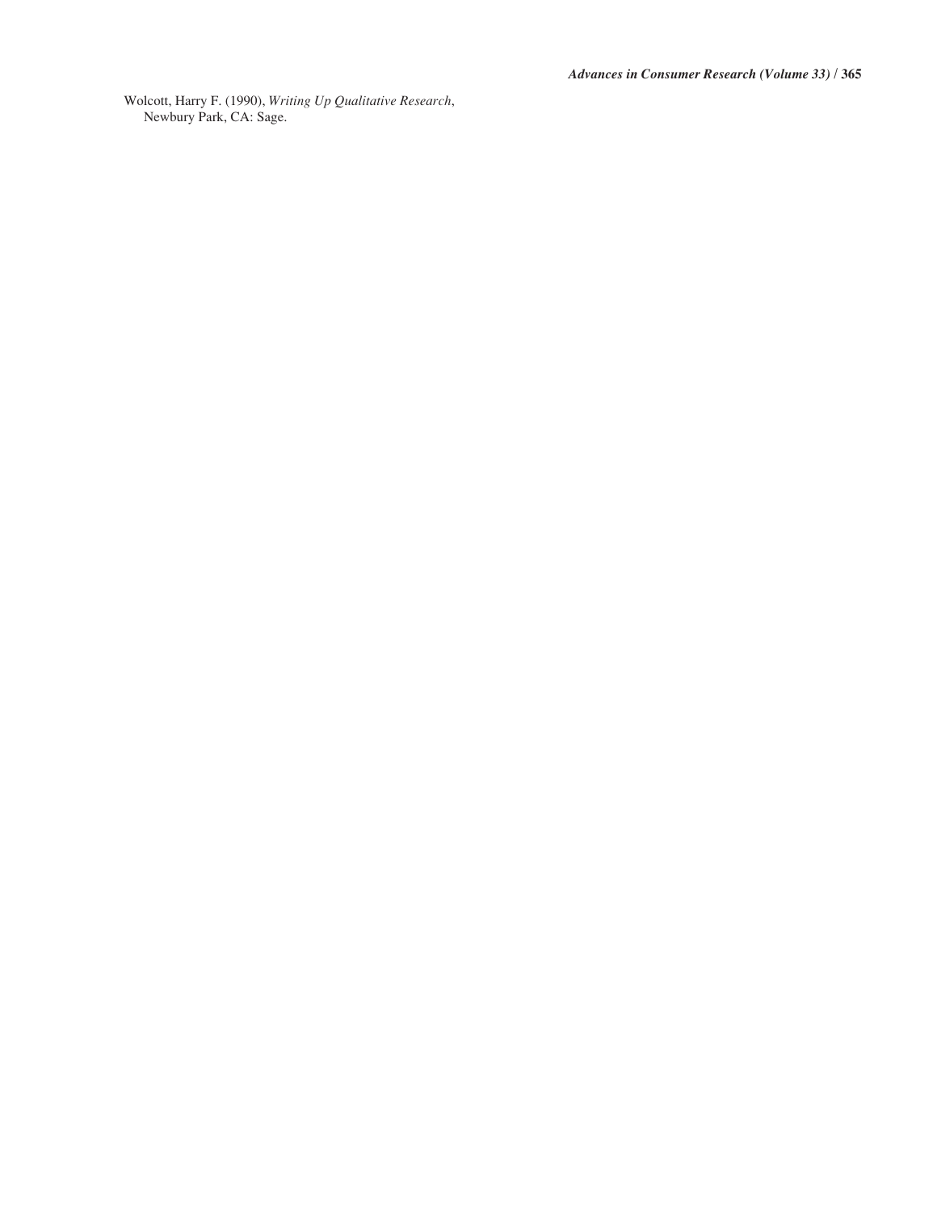Wolcott, Harry F. (1990), *Writing Up Qualitative Research*, Newbury Park, CA: Sage.